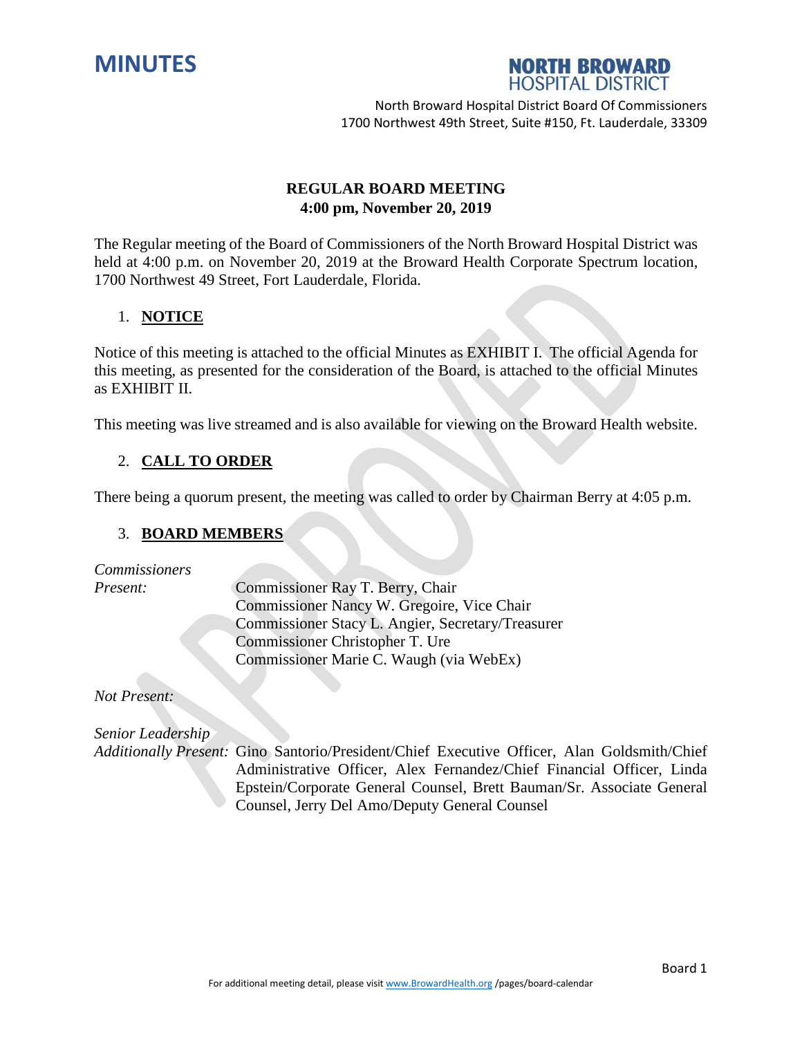# MINUTES

**NORTH BROWARD HOSPITAL DISTRICT**

North Broward Hospital District Board Of Commissioners
1700 Northwest 49th Street, Suite #150, Ft. Lauderdale, 33309

**REGULAR BOARD MEETING**
**4:00 pm, November 20, 2019**

The Regular meeting of the Board of Commissioners of the North Broward Hospital District was held at 4:00 p.m. on November 20, 2019 at the Broward Health Corporate Spectrum location, 1700 Northwest 49 Street, Fort Lauderdale, Florida.

1. **NOTICE**

Notice of this meeting is attached to the official Minutes as EXHIBIT I. The official Agenda for this meeting, as presented for the consideration of the Board, is attached to the official Minutes as EXHIBIT II.

This meeting was live streamed and is also available for viewing on the Broward Health website.

2. **CALL TO ORDER**

There being a quorum present, the meeting was called to order by Chairman Berry at 4:05 p.m.

3. **BOARD MEMBERS**

*Commissioners Present:*
Commissioner Ray T. Berry, Chair
Commissioner Nancy W. Gregoire, Vice Chair
Commissioner Stacy L. Angier, Secretary/Treasurer
Commissioner Christopher T. Ure
Commissioner Marie C. Waugh (via WebEx)

*Not Present:*

*Senior Leadership Additionally Present:* Gino Santorio/President/Chief Executive Officer, Alan Goldsmith/Chief Administrative Officer, Alex Fernandez/Chief Financial Officer, Linda Epstein/Corporate General Counsel, Brett Bauman/Sr. Associate General Counsel, Jerry Del Amo/Deputy General Counsel

For additional meeting detail, please visit www.BrowardHealth.org /pages/board-calendar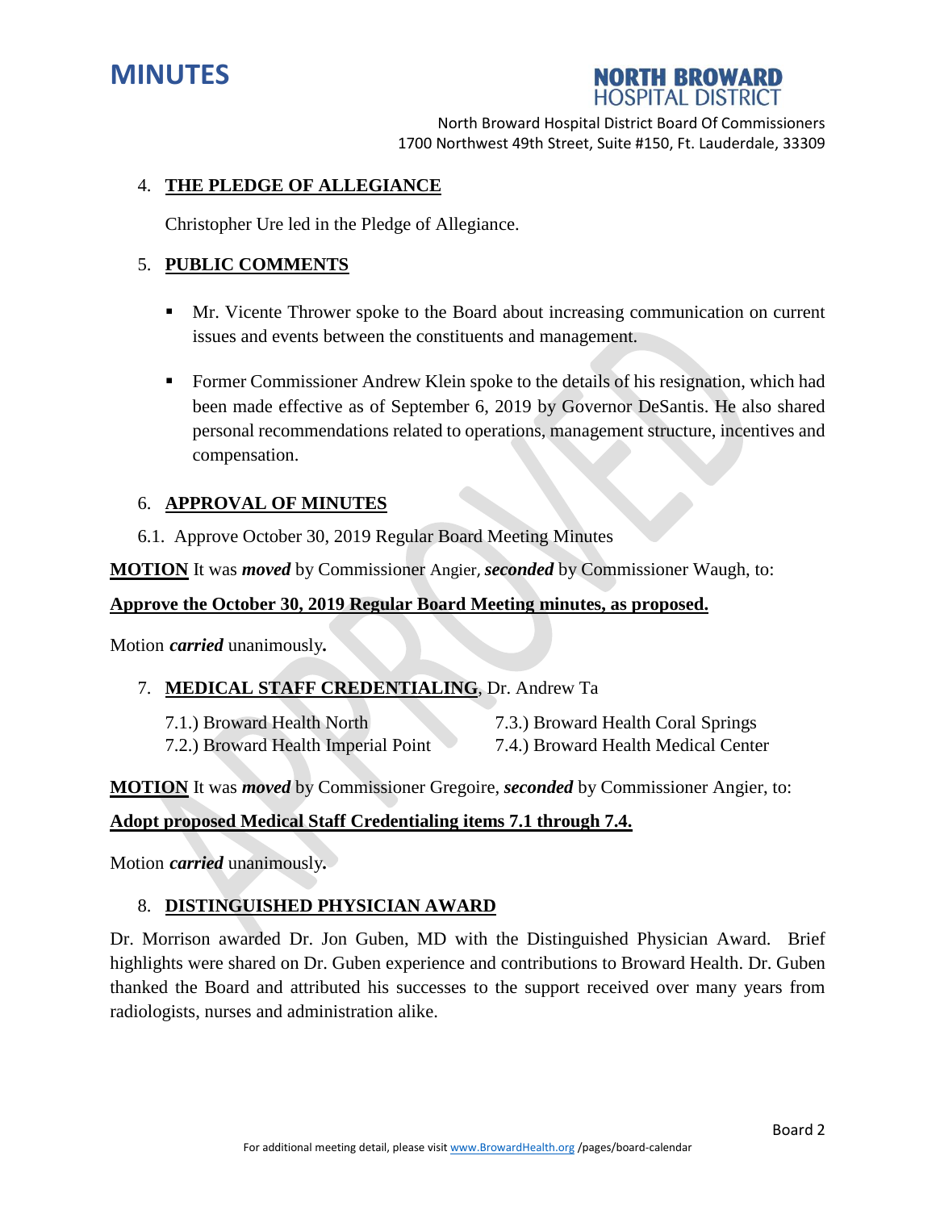4. **THE PLEDGE OF ALLEGIANCE**

   Christopher Ure led in the Pledge of Allegiance.

5. **PUBLIC COMMENTS**

   - Mr. Vicente Thrower spoke to the Board about increasing communication on current issues and events between the constituents and management.

   - Former Commissioner Andrew Klein spoke to the details of his resignation, which had been made effective as of September 6, 2019 by Governor DeSantis. He also shared personal recommendations related to operations, management structure, incentives and compensation.

6. **APPROVAL OF MINUTES**

   6.1. Approve October 30, 2019 Regular Board Meeting Minutes

**MOTION** It was ***moved*** by Commissioner Angier, ***seconded*** by Commissioner Waugh, to:

**Approve the October 30, 2019 Regular Board Meeting minutes, as proposed.**

Motion ***carried*** unanimously**.**

7. **MEDICAL STAFF CREDENTIALING**, Dr. Andrew Ta

   7.1.) Broward Health North
   7.2.) Broward Health Imperial Point
   7.3.) Broward Health Coral Springs
   7.4.) Broward Health Medical Center

**MOTION** It was ***moved*** by Commissioner Gregoire, ***seconded*** by Commissioner Angier, to:

**Adopt proposed Medical Staff Credentialing items 7.1 through 7.4.**

Motion ***carried*** unanimously**.**

8. **DISTINGUISHED PHYSICIAN AWARD**

Dr. Morrison awarded Dr. Jon Guben, MD with the Distinguished Physician Award. Brief highlights were shared on Dr. Guben experience and contributions to Broward Health. Dr. Guben thanked the Board and attributed his successes to the support received over many years from radiologists, nurses and administration alike.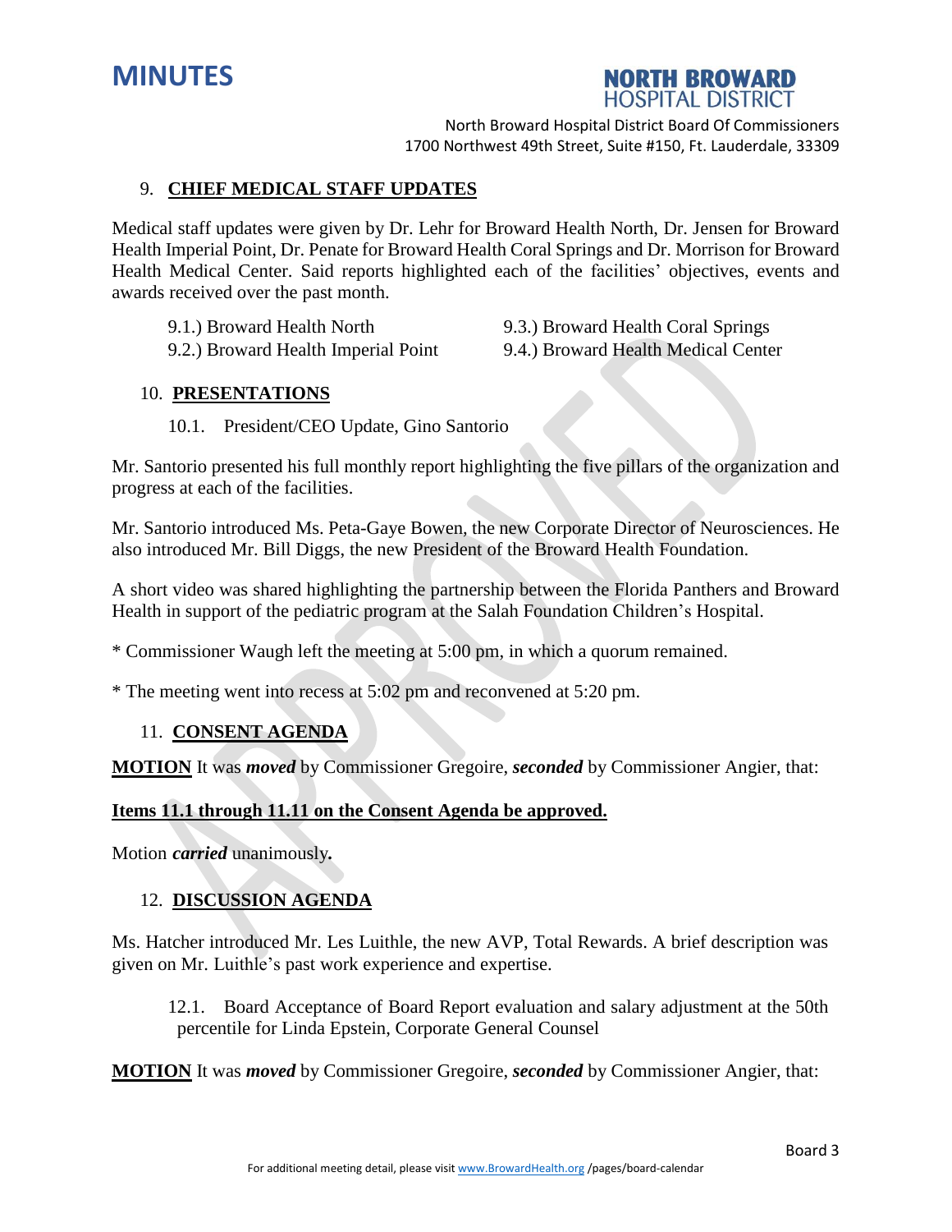## 9. CHIEF MEDICAL STAFF UPDATES

Medical staff updates were given by Dr. Lehr for Broward Health North, Dr. Jensen for Broward Health Imperial Point, Dr. Penate for Broward Health Coral Springs and Dr. Morrison for Broward Health Medical Center. Said reports highlighted each of the facilities' objectives, events and awards received over the past month.

9.1.) Broward Health North
9.2.) Broward Health Imperial Point
9.3.) Broward Health Coral Springs
9.4.) Broward Health Medical Center

## 10. PRESENTATIONS

10.1. President/CEO Update, Gino Santorio

Mr. Santorio presented his full monthly report highlighting the five pillars of the organization and progress at each of the facilities.

Mr. Santorio introduced Ms. Peta-Gaye Bowen, the new Corporate Director of Neurosciences. He also introduced Mr. Bill Diggs, the new President of the Broward Health Foundation.

A short video was shared highlighting the partnership between the Florida Panthers and Broward Health in support of the pediatric program at the Salah Foundation Children's Hospital.

* Commissioner Waugh left the meeting at 5:00 pm, in which a quorum remained.

* The meeting went into recess at 5:02 pm and reconvened at 5:20 pm.

## 11. CONSENT AGENDA

**MOTION** It was ***moved*** by Commissioner Gregoire, ***seconded*** by Commissioner Angier, that:

**Items 11.1 through 11.11 on the Consent Agenda be approved.**

Motion ***carried*** unanimously**.**

## 12. DISCUSSION AGENDA

Ms. Hatcher introduced Mr. Les Luithle, the new AVP, Total Rewards. A brief description was given on Mr. Luithle's past work experience and expertise.

12.1. Board Acceptance of Board Report evaluation and salary adjustment at the 50th percentile for Linda Epstein, Corporate General Counsel

**MOTION** It was ***moved*** by Commissioner Gregoire, ***seconded*** by Commissioner Angier, that: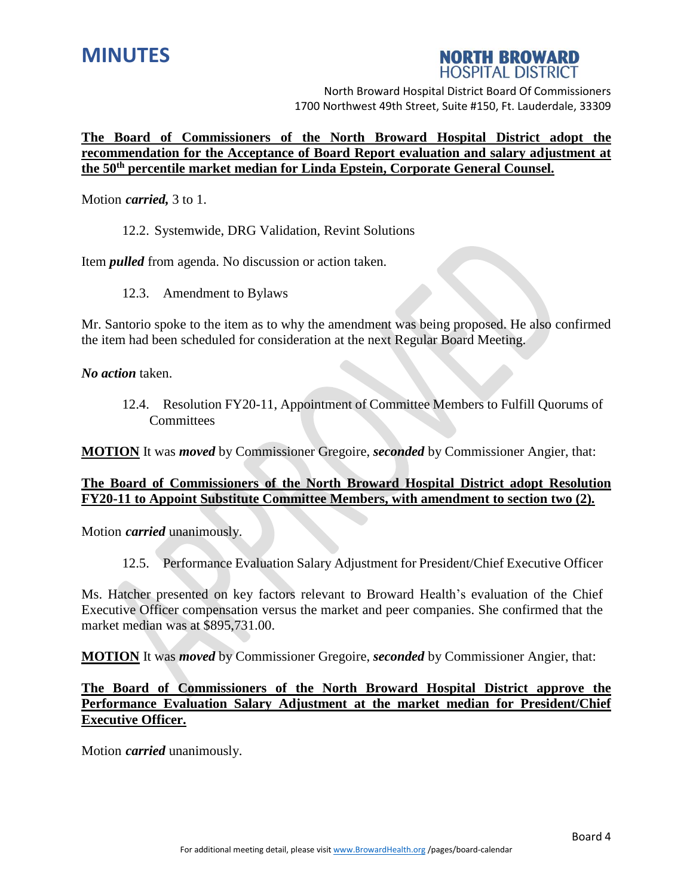**The Board of Commissioners of the North Broward Hospital District adopt the recommendation for the Acceptance of Board Report evaluation and salary adjustment at the 50th percentile market median for Linda Epstein, Corporate General Counsel.**

Motion ***carried,*** 3 to 1.

12.2. Systemwide, DRG Validation, Revint Solutions

Item ***pulled*** from agenda. No discussion or action taken.

12.3. Amendment to Bylaws

Mr. Santorio spoke to the item as to why the amendment was being proposed. He also confirmed the item had been scheduled for consideration at the next Regular Board Meeting.

***No action*** taken.

12.4. Resolution FY20-11, Appointment of Committee Members to Fulfill Quorums of Committees

**MOTION** It was ***moved*** by Commissioner Gregoire, ***seconded*** by Commissioner Angier, that:

**The Board of Commissioners of the North Broward Hospital District adopt Resolution FY20-11 to Appoint Substitute Committee Members, with amendment to section two (2).**

Motion ***carried*** unanimously.

12.5. Performance Evaluation Salary Adjustment for President/Chief Executive Officer

Ms. Hatcher presented on key factors relevant to Broward Health's evaluation of the Chief Executive Officer compensation versus the market and peer companies. She confirmed that the market median was at $895,731.00.

**MOTION** It was ***moved*** by Commissioner Gregoire, ***seconded*** by Commissioner Angier, that:

**The Board of Commissioners of the North Broward Hospital District approve the Performance Evaluation Salary Adjustment at the market median for President/Chief Executive Officer.**

Motion ***carried*** unanimously.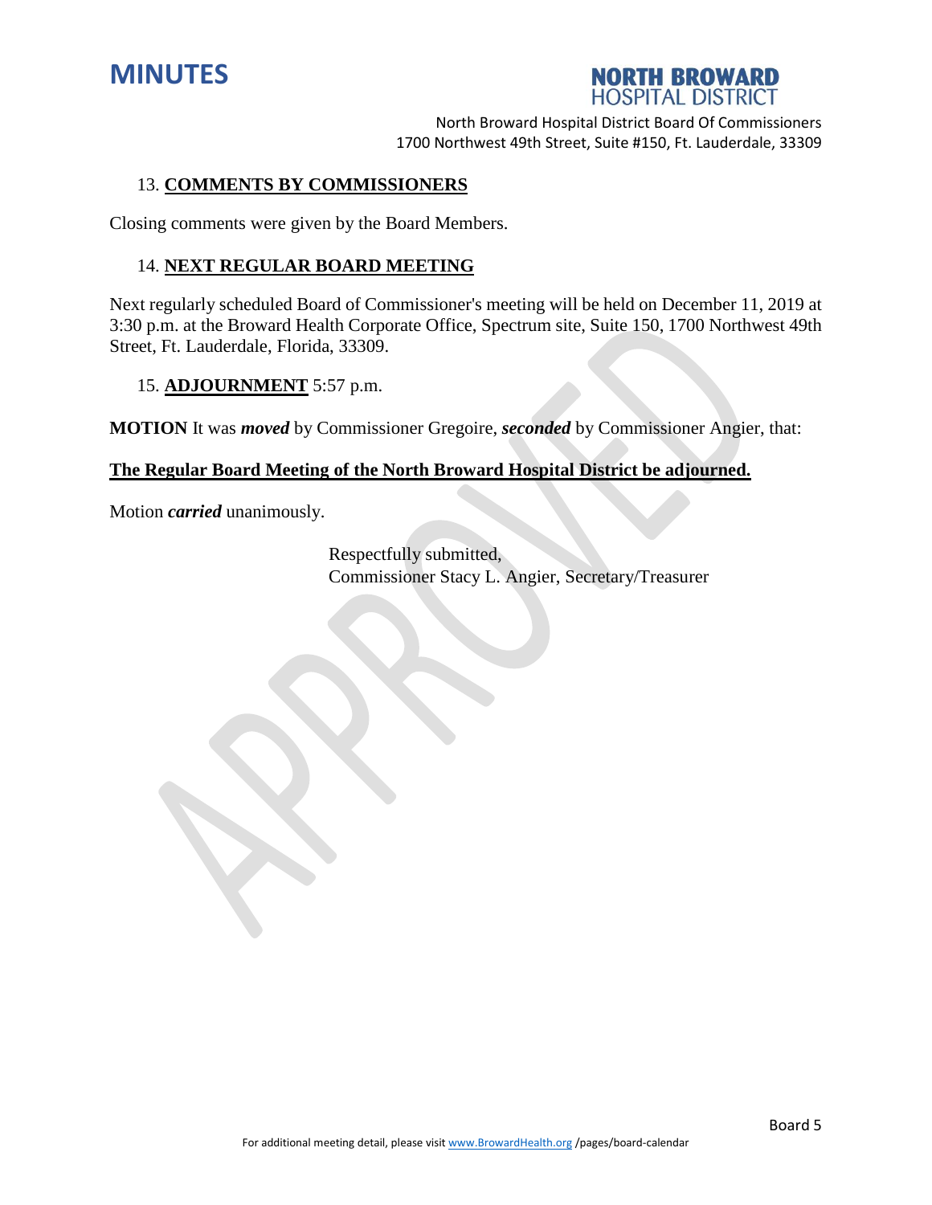### 13. **COMMENTS BY COMMISSIONERS**

Closing comments were given by the Board Members.

### 14. **NEXT REGULAR BOARD MEETING**

Next regularly scheduled Board of Commissioner's meeting will be held on December 11, 2019 at 3:30 p.m. at the Broward Health Corporate Office, Spectrum site, Suite 150, 1700 Northwest 49th Street, Ft. Lauderdale, Florida, 33309.

### 15. **ADJOURNMENT** 5:57 p.m.

**MOTION** It was ***moved*** by Commissioner Gregoire, ***seconded*** by Commissioner Angier, that:

**The Regular Board Meeting of the North Broward Hospital District be adjourned.**

Motion ***carried*** unanimously.

Respectfully submitted,
Commissioner Stacy L. Angier, Secretary/Treasurer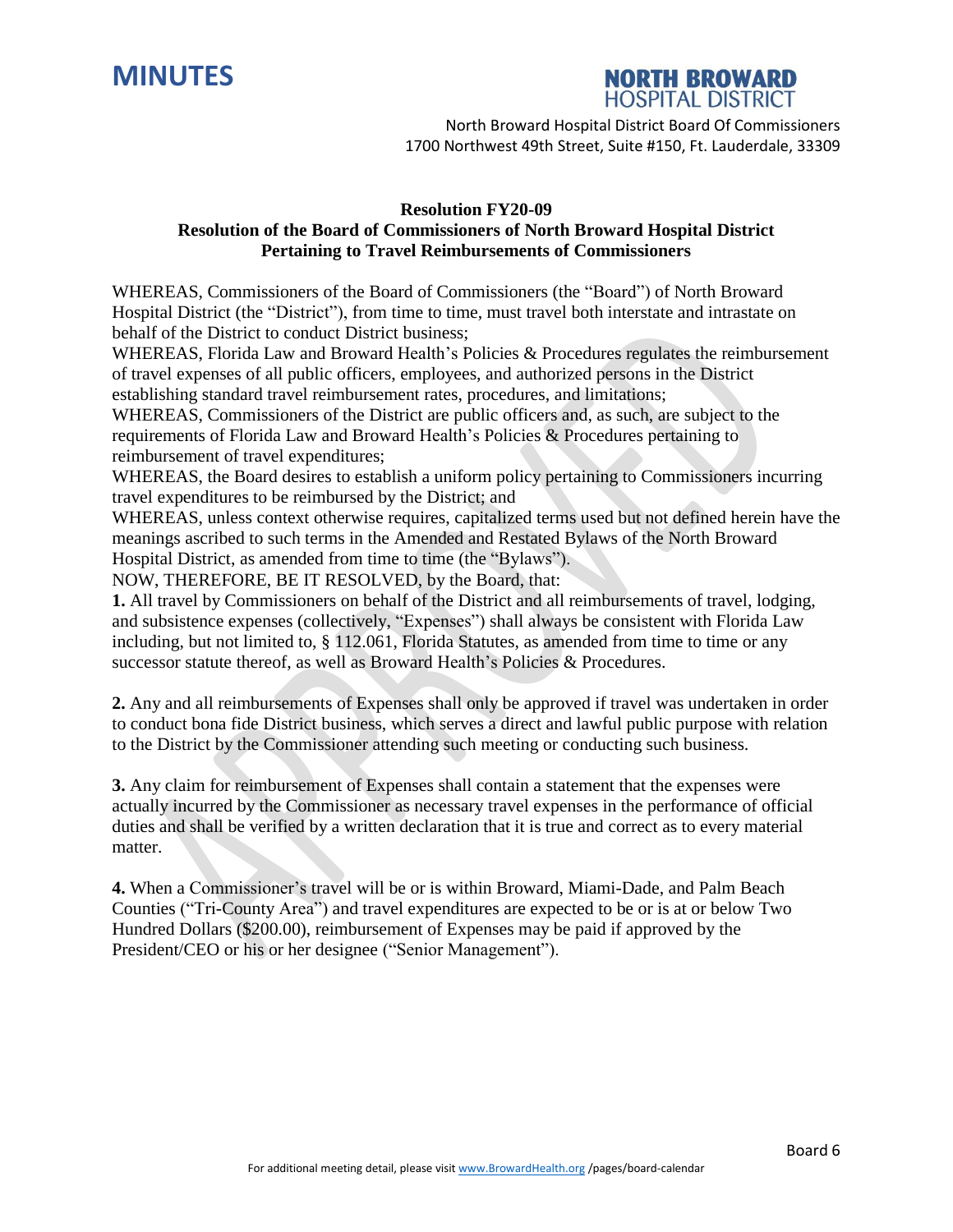**Resolution FY20-09**
**Resolution of the Board of Commissioners of North Broward Hospital District Pertaining to Travel Reimbursements of Commissioners**

WHEREAS, Commissioners of the Board of Commissioners (the "Board") of North Broward Hospital District (the "District"), from time to time, must travel both interstate and intrastate on behalf of the District to conduct District business;

WHEREAS, Florida Law and Broward Health's Policies & Procedures regulates the reimbursement of travel expenses of all public officers, employees, and authorized persons in the District establishing standard travel reimbursement rates, procedures, and limitations;

WHEREAS, Commissioners of the District are public officers and, as such, are subject to the requirements of Florida Law and Broward Health's Policies & Procedures pertaining to reimbursement of travel expenditures;

WHEREAS, the Board desires to establish a uniform policy pertaining to Commissioners incurring travel expenditures to be reimbursed by the District; and

WHEREAS, unless context otherwise requires, capitalized terms used but not defined herein have the meanings ascribed to such terms in the Amended and Restated Bylaws of the North Broward Hospital District, as amended from time to time (the "Bylaws").

NOW, THEREFORE, BE IT RESOLVED, by the Board, that:

**1.** All travel by Commissioners on behalf of the District and all reimbursements of travel, lodging, and subsistence expenses (collectively, "Expenses") shall always be consistent with Florida Law including, but not limited to, § 112.061, Florida Statutes, as amended from time to time or any successor statute thereof, as well as Broward Health's Policies & Procedures.

**2.** Any and all reimbursements of Expenses shall only be approved if travel was undertaken in order to conduct bona fide District business, which serves a direct and lawful public purpose with relation to the District by the Commissioner attending such meeting or conducting such business.

**3.** Any claim for reimbursement of Expenses shall contain a statement that the expenses were actually incurred by the Commissioner as necessary travel expenses in the performance of official duties and shall be verified by a written declaration that it is true and correct as to every material matter.

**4.** When a Commissioner's travel will be or is within Broward, Miami-Dade, and Palm Beach Counties ("Tri-County Area") and travel expenditures are expected to be or is at or below Two Hundred Dollars ($200.00), reimbursement of Expenses may be paid if approved by the President/CEO or his or her designee ("Senior Management").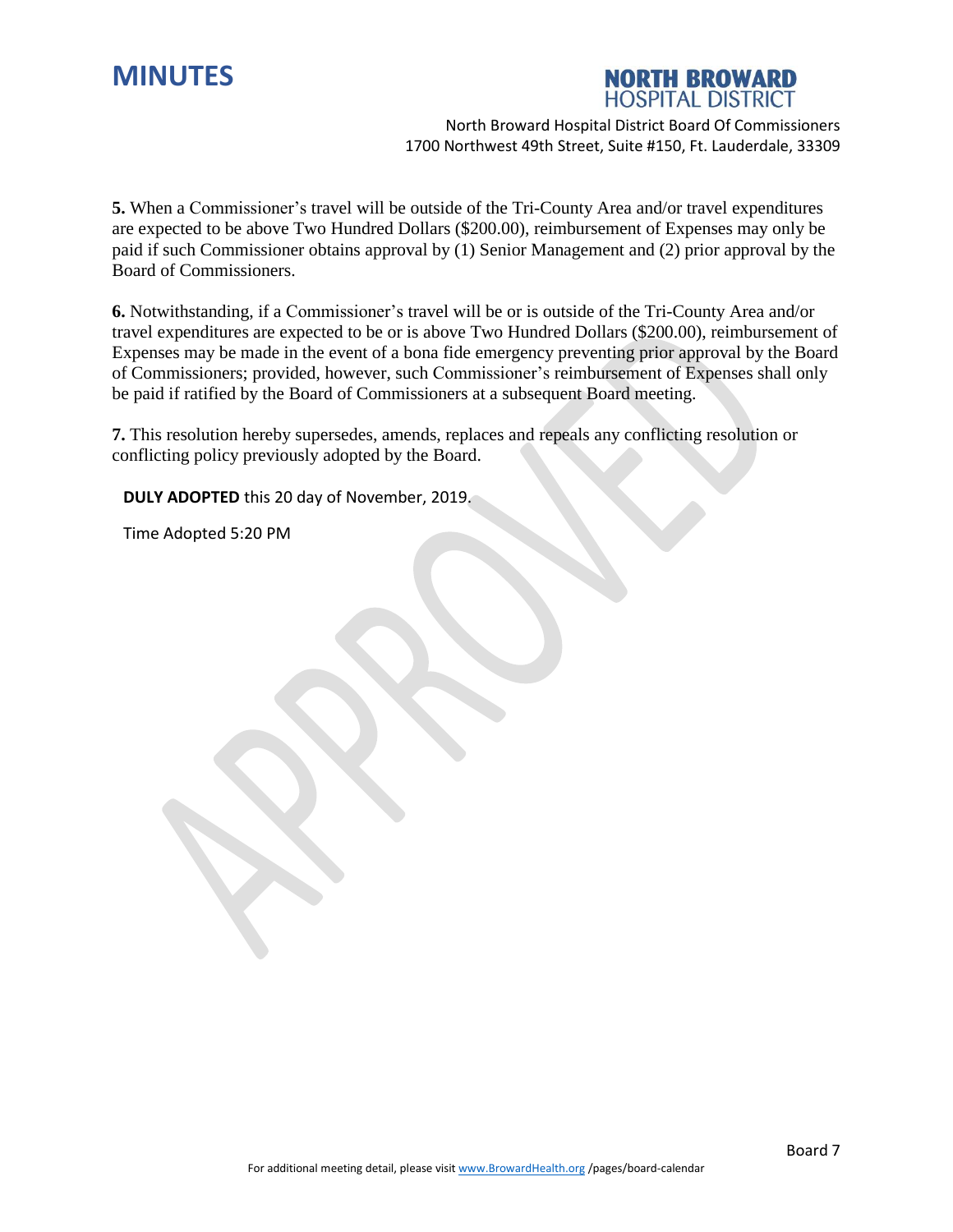**5.** When a Commissioner's travel will be outside of the Tri-County Area and/or travel expenditures are expected to be above Two Hundred Dollars ($200.00), reimbursement of Expenses may only be paid if such Commissioner obtains approval by (1) Senior Management and (2) prior approval by the Board of Commissioners.

**6.** Notwithstanding, if a Commissioner's travel will be or is outside of the Tri-County Area and/or travel expenditures are expected to be or is above Two Hundred Dollars ($200.00), reimbursement of Expenses may be made in the event of a bona fide emergency preventing prior approval by the Board of Commissioners; provided, however, such Commissioner's reimbursement of Expenses shall only be paid if ratified by the Board of Commissioners at a subsequent Board meeting.

**7.** This resolution hereby supersedes, amends, replaces and repeals any conflicting resolution or conflicting policy previously adopted by the Board.

**DULY ADOPTED** this 20 day of November, 2019.

Time Adopted 5:20 PM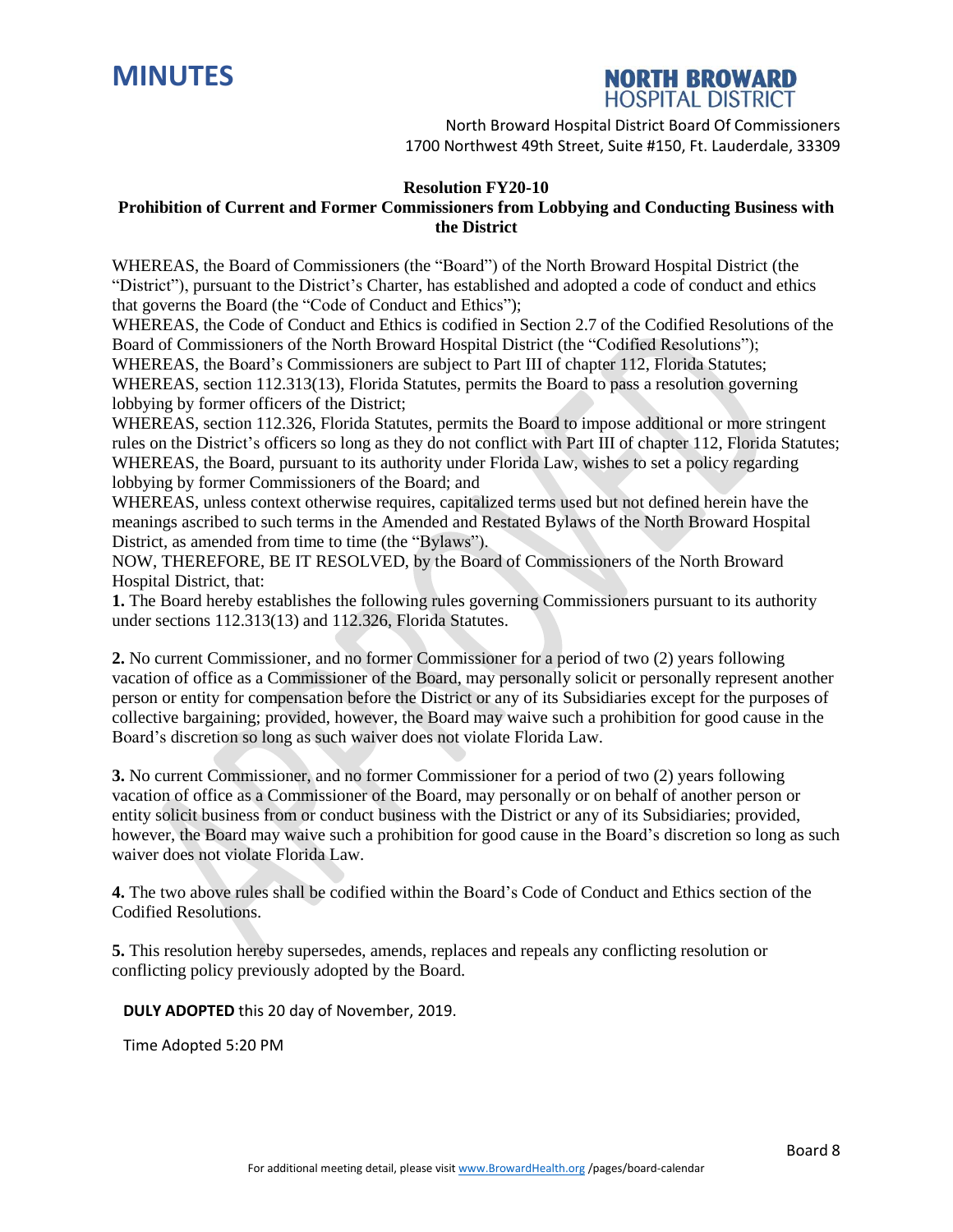# MINUTES

**NORTH BROWARD HOSPITAL DISTRICT**

North Broward Hospital District Board Of Commissioners
1700 Northwest 49th Street, Suite #150, Ft. Lauderdale, 33309

**Resolution FY20-10**
**Prohibition of Current and Former Commissioners from Lobbying and Conducting Business with the District**

WHEREAS, the Board of Commissioners (the "Board") of the North Broward Hospital District (the "District"), pursuant to the District's Charter, has established and adopted a code of conduct and ethics that governs the Board (the "Code of Conduct and Ethics");
WHEREAS, the Code of Conduct and Ethics is codified in Section 2.7 of the Codified Resolutions of the Board of Commissioners of the North Broward Hospital District (the "Codified Resolutions");
WHEREAS, the Board's Commissioners are subject to Part III of chapter 112, Florida Statutes;
WHEREAS, section 112.313(13), Florida Statutes, permits the Board to pass a resolution governing lobbying by former officers of the District;
WHEREAS, section 112.326, Florida Statutes, permits the Board to impose additional or more stringent rules on the District's officers so long as they do not conflict with Part III of chapter 112, Florida Statutes;
WHEREAS, the Board, pursuant to its authority under Florida Law, wishes to set a policy regarding lobbying by former Commissioners of the Board; and
WHEREAS, unless context otherwise requires, capitalized terms used but not defined herein have the meanings ascribed to such terms in the Amended and Restated Bylaws of the North Broward Hospital District, as amended from time to time (the "Bylaws").
NOW, THEREFORE, BE IT RESOLVED, by the Board of Commissioners of the North Broward Hospital District, that:
**1.** The Board hereby establishes the following rules governing Commissioners pursuant to its authority under sections 112.313(13) and 112.326, Florida Statutes.

**2.** No current Commissioner, and no former Commissioner for a period of two (2) years following vacation of office as a Commissioner of the Board, may personally solicit or personally represent another person or entity for compensation before the District or any of its Subsidiaries except for the purposes of collective bargaining; provided, however, the Board may waive such a prohibition for good cause in the Board's discretion so long as such waiver does not violate Florida Law.

**3.** No current Commissioner, and no former Commissioner for a period of two (2) years following vacation of office as a Commissioner of the Board, may personally or on behalf of another person or entity solicit business from or conduct business with the District or any of its Subsidiaries; provided, however, the Board may waive such a prohibition for good cause in the Board's discretion so long as such waiver does not violate Florida Law.

**4.** The two above rules shall be codified within the Board's Code of Conduct and Ethics section of the Codified Resolutions.

**5.** This resolution hereby supersedes, amends, replaces and repeals any conflicting resolution or conflicting policy previously adopted by the Board.

**DULY ADOPTED** this 20 day of November, 2019.

Time Adopted 5:20 PM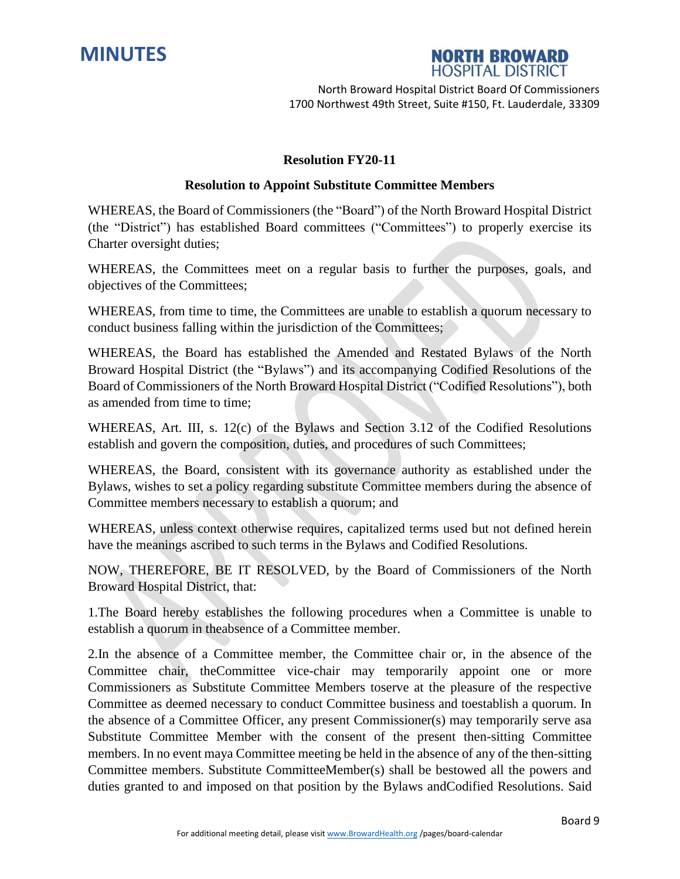# MINUTES

**NORTH BROWARD HOSPITAL DISTRICT**

North Broward Hospital District Board Of Commissioners
1700 Northwest 49th Street, Suite #150, Ft. Lauderdale, 33309

**Resolution FY20-11**

**Resolution to Appoint Substitute Committee Members**

WHEREAS, the Board of Commissioners (the "Board") of the North Broward Hospital District (the "District") has established Board committees ("Committees") to properly exercise its Charter oversight duties;

WHEREAS, the Committees meet on a regular basis to further the purposes, goals, and objectives of the Committees;

WHEREAS, from time to time, the Committees are unable to establish a quorum necessary to conduct business falling within the jurisdiction of the Committees;

WHEREAS, the Board has established the Amended and Restated Bylaws of the North Broward Hospital District (the "Bylaws") and its accompanying Codified Resolutions of the Board of Commissioners of the North Broward Hospital District ("Codified Resolutions"), both as amended from time to time;

WHEREAS, Art. III, s. 12(c) of the Bylaws and Section 3.12 of the Codified Resolutions establish and govern the composition, duties, and procedures of such Committees;

WHEREAS, the Board, consistent with its governance authority as established under the Bylaws, wishes to set a policy regarding substitute Committee members during the absence of Committee members necessary to establish a quorum; and

WHEREAS, unless context otherwise requires, capitalized terms used but not defined herein have the meanings ascribed to such terms in the Bylaws and Codified Resolutions.

NOW, THEREFORE, BE IT RESOLVED, by the Board of Commissioners of the North Broward Hospital District, that:

1.The Board hereby establishes the following procedures when a Committee is unable to establish a quorum in theabsence of a Committee member.

2.In the absence of a Committee member, the Committee chair or, in the absence of the Committee chair, theCommittee vice-chair may temporarily appoint one or more Commissioners as Substitute Committee Members toserve at the pleasure of the respective Committee as deemed necessary to conduct Committee business and toestablish a quorum. In the absence of a Committee Officer, any present Commissioner(s) may temporarily serve asa Substitute Committee Member with the consent of the present then-sitting Committee members. In no event maya Committee meeting be held in the absence of any of the then-sitting Committee members. Substitute CommitteeMember(s) shall be bestowed all the powers and duties granted to and imposed on that position by the Bylaws andCodified Resolutions. Said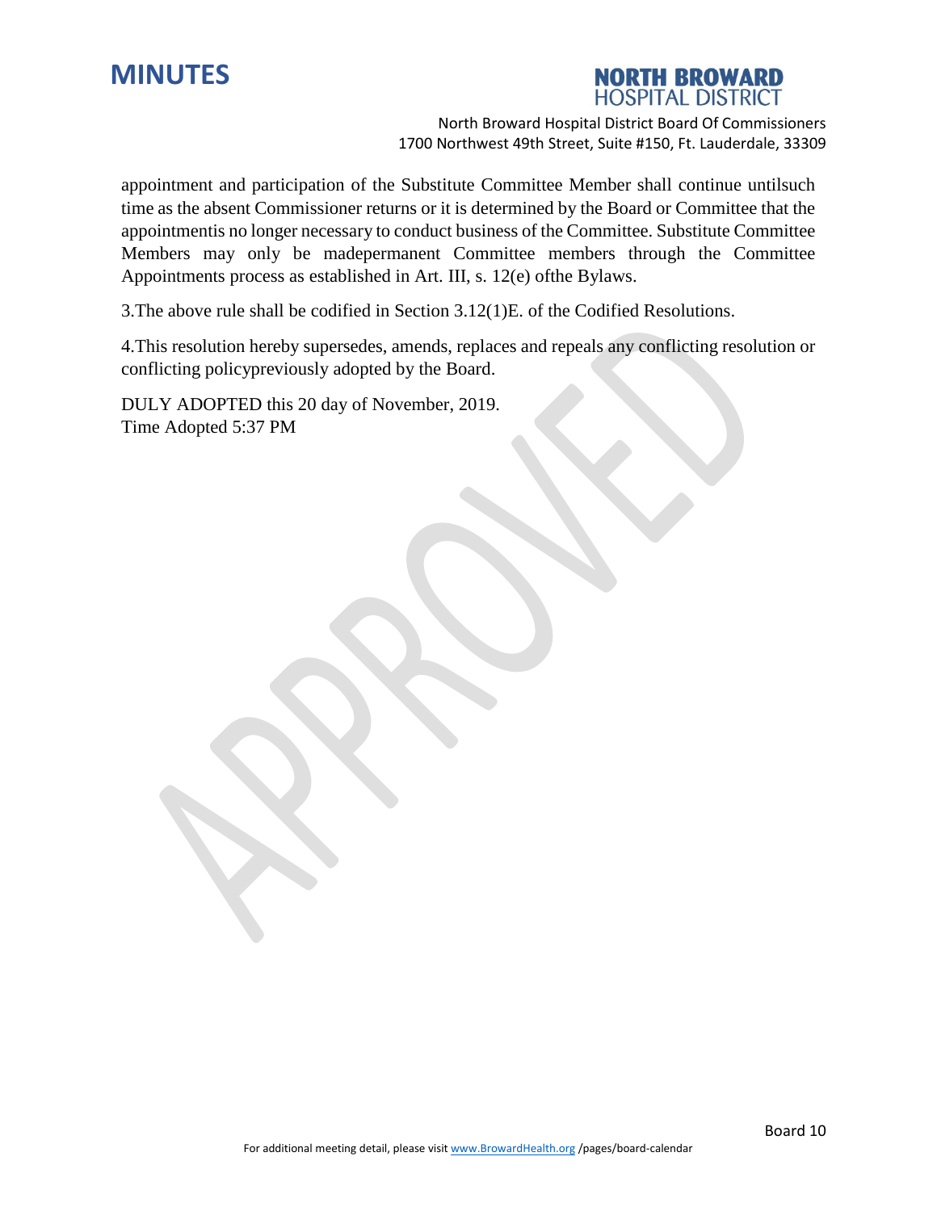appointment and participation of the Substitute Committee Member shall continue untilsuch time as the absent Commissioner returns or it is determined by the Board or Committee that the appointmentis no longer necessary to conduct business of the Committee. Substitute Committee Members may only be madepermanent Committee members through the Committee Appointments process as established in Art. III, s. 12(e) ofthe Bylaws.

3.The above rule shall be codified in Section 3.12(1)E. of the Codified Resolutions.

4.This resolution hereby supersedes, amends, replaces and repeals any conflicting resolution or conflicting policypreviously adopted by the Board.

DULY ADOPTED this 20 day of November, 2019.
Time Adopted 5:37 PM